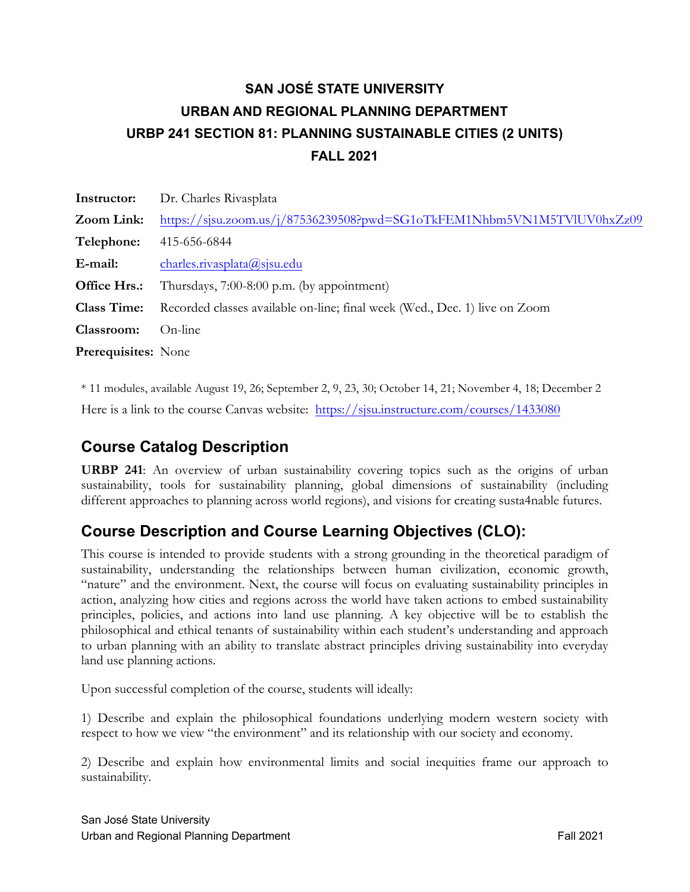# SAN JOSÉ STATE UNIVERSITY
# URBAN AND REGIONAL PLANNING DEPARTMENT
# URBP 241 SECTION 81: PLANNING SUSTAINABLE CITIES (2 UNITS)
# FALL 2021

**Instructor:** Dr. Charles Rivasplata

**Zoom Link:** https://sjsu.zoom.us/j/87536239508?pwd=SG1oTkFEM1Nhbm5VN1M5TVlUV0hxZz09

**Telephone:** 415-656-6844

**E-mail:** charles.rivasplata@sjsu.edu

**Office Hrs.:** Thursdays, 7:00-8:00 p.m. (by appointment)

**Class Time:** Recorded classes available on-line; final week (Wed., Dec. 1) live on Zoom

**Classroom:** On-line

**Prerequisites:** None

* 11 modules, available August 19, 26; September 2, 9, 23, 30; October 14, 21; November 4, 18; December 2

Here is a link to the course Canvas website: https://sjsu.instructure.com/courses/1433080

## Course Catalog Description

**URBP 241**: An overview of urban sustainability covering topics such as the origins of urban sustainability, tools for sustainability planning, global dimensions of sustainability (including different approaches to planning across world regions), and visions for creating susta4nable futures.

## Course Description and Course Learning Objectives (CLO):

This course is intended to provide students with a strong grounding in the theoretical paradigm of sustainability, understanding the relationships between human civilization, economic growth, "nature" and the environment. Next, the course will focus on evaluating sustainability principles in action, analyzing how cities and regions across the world have taken actions to embed sustainability principles, policies, and actions into land use planning. A key objective will be to establish the philosophical and ethical tenants of sustainability within each student's understanding and approach to urban planning with an ability to translate abstract principles driving sustainability into everyday land use planning actions.

Upon successful completion of the course, students will ideally:

1) Describe and explain the philosophical foundations underlying modern western society with respect to how we view "the environment" and its relationship with our society and economy.

2) Describe and explain how environmental limits and social inequities frame our approach to sustainability.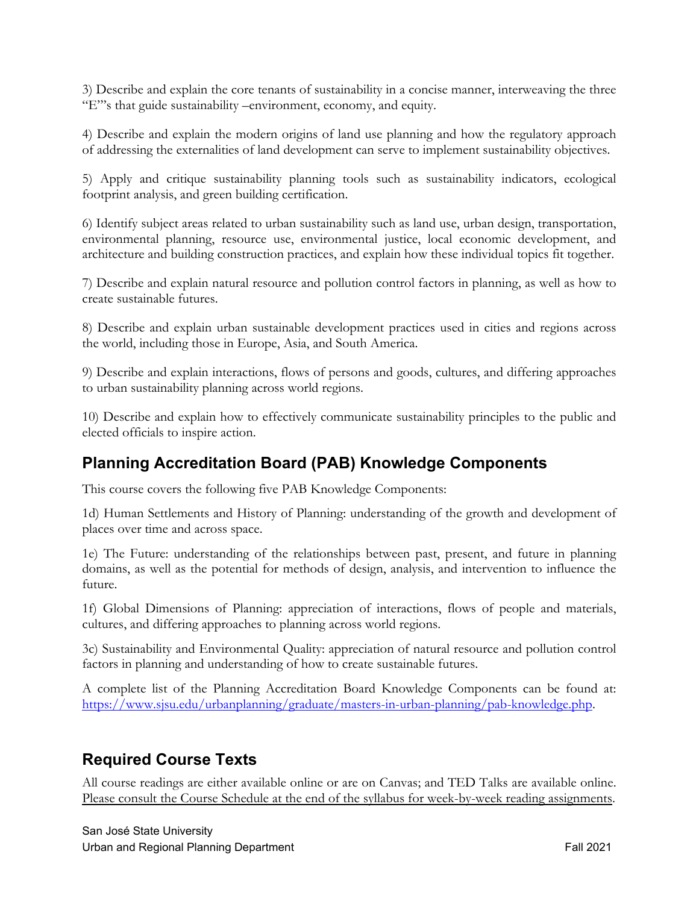3) Describe and explain the core tenants of sustainability in a concise manner, interweaving the three "E"'s that guide sustainability –environment, economy, and equity.

4) Describe and explain the modern origins of land use planning and how the regulatory approach of addressing the externalities of land development can serve to implement sustainability objectives.

5) Apply and critique sustainability planning tools such as sustainability indicators, ecological footprint analysis, and green building certification.

6) Identify subject areas related to urban sustainability such as land use, urban design, transportation, environmental planning, resource use, environmental justice, local economic development, and architecture and building construction practices, and explain how these individual topics fit together.

7) Describe and explain natural resource and pollution control factors in planning, as well as how to create sustainable futures.

8) Describe and explain urban sustainable development practices used in cities and regions across the world, including those in Europe, Asia, and South America.

9) Describe and explain interactions, flows of persons and goods, cultures, and differing approaches to urban sustainability planning across world regions.

10) Describe and explain how to effectively communicate sustainability principles to the public and elected officials to inspire action.

## Planning Accreditation Board (PAB) Knowledge Components

This course covers the following five PAB Knowledge Components:

1d) Human Settlements and History of Planning: understanding of the growth and development of places over time and across space.

1e) The Future: understanding of the relationships between past, present, and future in planning domains, as well as the potential for methods of design, analysis, and intervention to influence the future.

1f) Global Dimensions of Planning: appreciation of interactions, flows of people and materials, cultures, and differing approaches to planning across world regions.

3c) Sustainability and Environmental Quality: appreciation of natural resource and pollution control factors in planning and understanding of how to create sustainable futures.

A complete list of the Planning Accreditation Board Knowledge Components can be found at: https://www.sjsu.edu/urbanplanning/graduate/masters-in-urban-planning/pab-knowledge.php.

## Required Course Texts

All course readings are either available online or are on Canvas; and TED Talks are available online. Please consult the Course Schedule at the end of the syllabus for week-by-week reading assignments.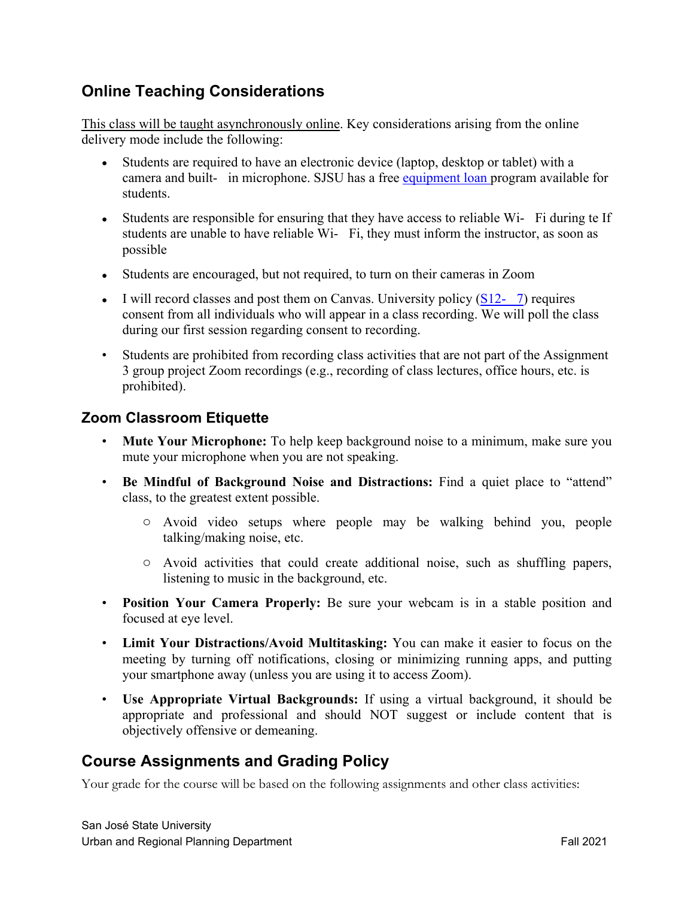## Online Teaching Considerations

This class will be taught asynchronously online. Key considerations arising from the online delivery mode include the following:

- Students are required to have an electronic device (laptop, desktop or tablet) with a camera and built-in microphone. SJSU has a free equipment loan program available for students.
- Students are responsible for ensuring that they have access to reliable Wi-Fi during te If students are unable to have reliable Wi-Fi, they must inform the instructor, as soon as possible
- Students are encouraged, but not required, to turn on their cameras in Zoom
- I will record classes and post them on Canvas. University policy (S12-7) requires consent from all individuals who will appear in a class recording. We will poll the class during our first session regarding consent to recording.
- Students are prohibited from recording class activities that are not part of the Assignment 3 group project Zoom recordings (e.g., recording of class lectures, office hours, etc. is prohibited).

### Zoom Classroom Etiquette

- **Mute Your Microphone:** To help keep background noise to a minimum, make sure you mute your microphone when you are not speaking.
- **Be Mindful of Background Noise and Distractions:** Find a quiet place to "attend" class, to the greatest extent possible.
  - Avoid video setups where people may be walking behind you, people talking/making noise, etc.
  - Avoid activities that could create additional noise, such as shuffling papers, listening to music in the background, etc.
- **Position Your Camera Properly:** Be sure your webcam is in a stable position and focused at eye level.
- **Limit Your Distractions/Avoid Multitasking:** You can make it easier to focus on the meeting by turning off notifications, closing or minimizing running apps, and putting your smartphone away (unless you are using it to access Zoom).
- **Use Appropriate Virtual Backgrounds:** If using a virtual background, it should be appropriate and professional and should NOT suggest or include content that is objectively offensive or demeaning.

## Course Assignments and Grading Policy

Your grade for the course will be based on the following assignments and other class activities: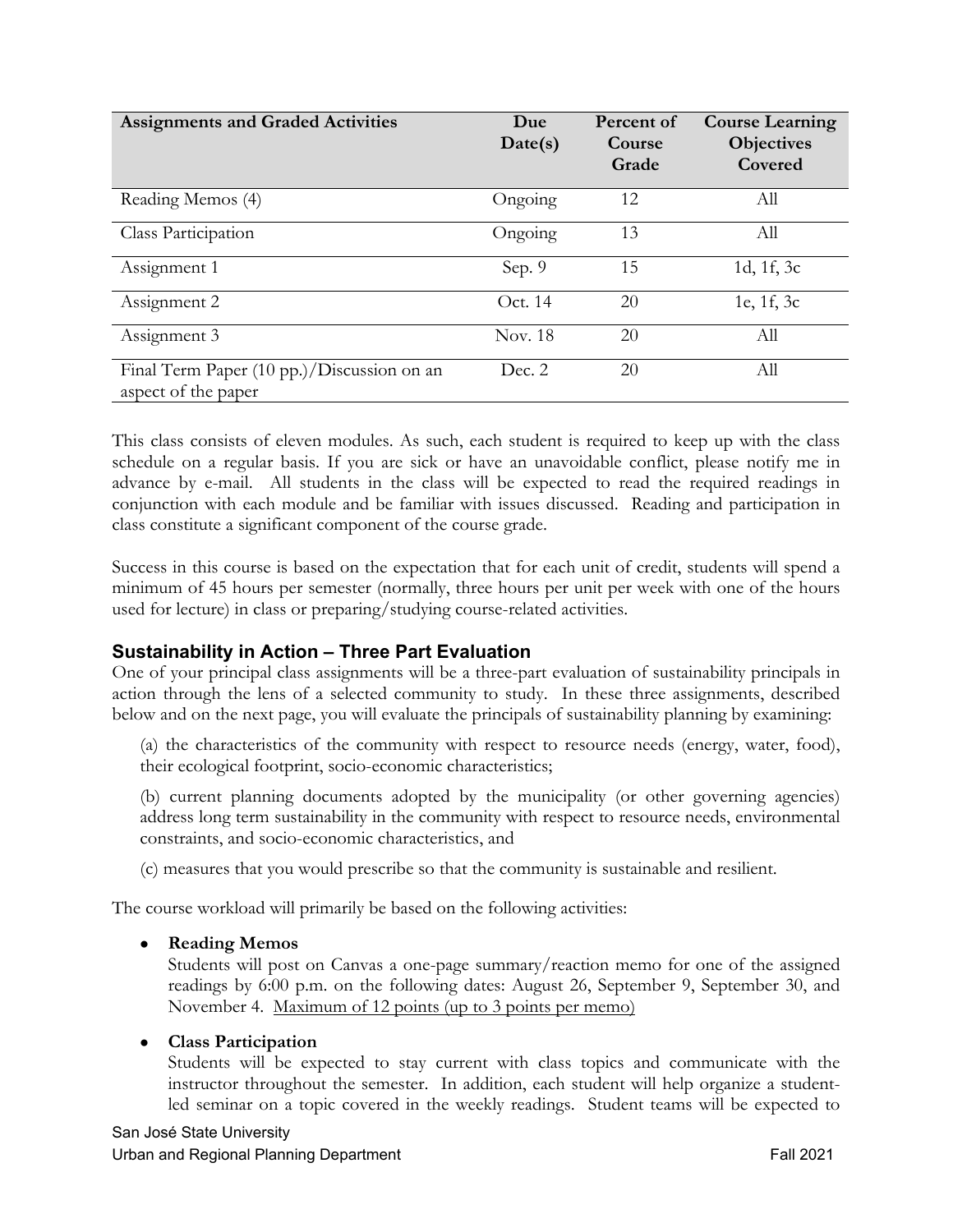| Assignments and Graded Activities | Due Date(s) | Percent of Course Grade | Course Learning Objectives Covered |
|---|---|---|---|
| Reading Memos (4) | Ongoing | 12 | All |
| Class Participation | Ongoing | 13 | All |
| Assignment 1 | Sep. 9 | 15 | 1d, 1f, 3c |
| Assignment 2 | Oct. 14 | 20 | 1e, 1f, 3c |
| Assignment 3 | Nov. 18 | 20 | All |
| Final Term Paper (10 pp.)/Discussion on an aspect of the paper | Dec. 2 | 20 | All |

This class consists of eleven modules. As such, each student is required to keep up with the class schedule on a regular basis. If you are sick or have an unavoidable conflict, please notify me in advance by e-mail. All students in the class will be expected to read the required readings in conjunction with each module and be familiar with issues discussed. Reading and participation in class constitute a significant component of the course grade.

Success in this course is based on the expectation that for each unit of credit, students will spend a minimum of 45 hours per semester (normally, three hours per unit per week with one of the hours used for lecture) in class or preparing/studying course-related activities.

### Sustainability in Action – Three Part Evaluation

One of your principal class assignments will be a three-part evaluation of sustainability principals in action through the lens of a selected community to study. In these three assignments, described below and on the next page, you will evaluate the principals of sustainability planning by examining:

(a) the characteristics of the community with respect to resource needs (energy, water, food), their ecological footprint, socio-economic characteristics;

(b) current planning documents adopted by the municipality (or other governing agencies) address long term sustainability in the community with respect to resource needs, environmental constraints, and socio-economic characteristics, and

(c) measures that you would prescribe so that the community is sustainable and resilient.

The course workload will primarily be based on the following activities:

- **Reading Memos**
  Students will post on Canvas a one-page summary/reaction memo for one of the assigned readings by 6:00 p.m. on the following dates: August 26, September 9, September 30, and November 4. <u>Maximum of 12 points (up to 3 points per memo)</u>

- **Class Participation**
  Students will be expected to stay current with class topics and communicate with the instructor throughout the semester. In addition, each student will help organize a student-led seminar on a topic covered in the weekly readings. Student teams will be expected to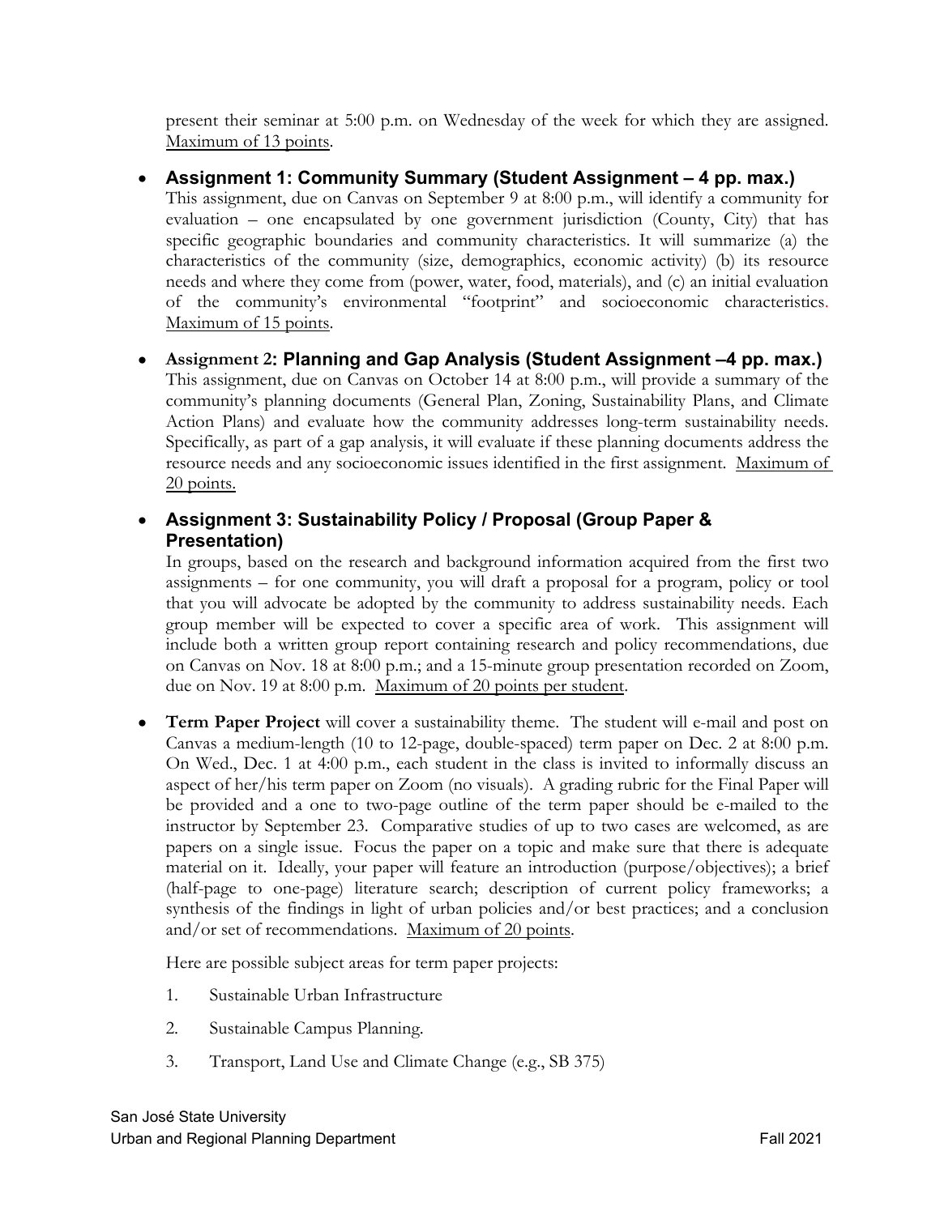present their seminar at 5:00 p.m. on Wednesday of the week for which they are assigned. Maximum of 13 points.

- **Assignment 1: Community Summary (Student Assignment – 4 pp. max.)**
  This assignment, due on Canvas on September 9 at 8:00 p.m., will identify a community for evaluation – one encapsulated by one government jurisdiction (County, City) that has specific geographic boundaries and community characteristics. It will summarize (a) the characteristics of the community (size, demographics, economic activity) (b) its resource needs and where they come from (power, water, food, materials), and (c) an initial evaluation of the community's environmental "footprint" and socioeconomic characteristics. Maximum of 15 points.

- **Assignment 2: Planning and Gap Analysis (Student Assignment –4 pp. max.)**
  This assignment, due on Canvas on October 14 at 8:00 p.m., will provide a summary of the community's planning documents (General Plan, Zoning, Sustainability Plans, and Climate Action Plans) and evaluate how the community addresses long-term sustainability needs. Specifically, as part of a gap analysis, it will evaluate if these planning documents address the resource needs and any socioeconomic issues identified in the first assignment. Maximum of 20 points.

- **Assignment 3: Sustainability Policy / Proposal (Group Paper & Presentation)**
  In groups, based on the research and background information acquired from the first two assignments – for one community, you will draft a proposal for a program, policy or tool that you will advocate be adopted by the community to address sustainability needs. Each group member will be expected to cover a specific area of work. This assignment will include both a written group report containing research and policy recommendations, due on Canvas on Nov. 18 at 8:00 p.m.; and a 15-minute group presentation recorded on Zoom, due on Nov. 19 at 8:00 p.m. Maximum of 20 points per student.

- **Term Paper Project** will cover a sustainability theme. The student will e-mail and post on Canvas a medium-length (10 to 12-page, double-spaced) term paper on Dec. 2 at 8:00 p.m. On Wed., Dec. 1 at 4:00 p.m., each student in the class is invited to informally discuss an aspect of her/his term paper on Zoom (no visuals). A grading rubric for the Final Paper will be provided and a one to two-page outline of the term paper should be e-mailed to the instructor by September 23. Comparative studies of up to two cases are welcomed, as are papers on a single issue. Focus the paper on a topic and make sure that there is adequate material on it. Ideally, your paper will feature an introduction (purpose/objectives); a brief (half-page to one-page) literature search; description of current policy frameworks; a synthesis of the findings in light of urban policies and/or best practices; and a conclusion and/or set of recommendations. Maximum of 20 points.

  Here are possible subject areas for term paper projects:

  1. Sustainable Urban Infrastructure
  2. Sustainable Campus Planning.
  3. Transport, Land Use and Climate Change (e.g., SB 375)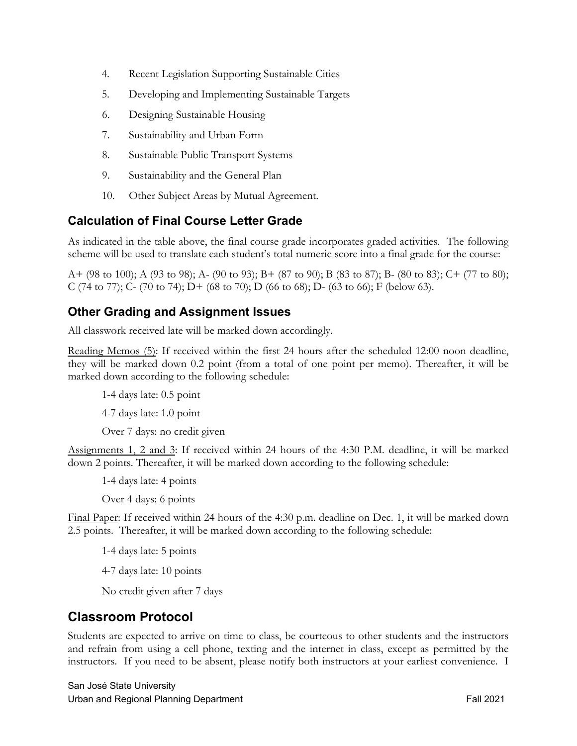4. Recent Legislation Supporting Sustainable Cities
5. Developing and Implementing Sustainable Targets
6. Designing Sustainable Housing
7. Sustainability and Urban Form
8. Sustainable Public Transport Systems
9. Sustainability and the General Plan
10. Other Subject Areas by Mutual Agreement.

## Calculation of Final Course Letter Grade

As indicated in the table above, the final course grade incorporates graded activities. The following scheme will be used to translate each student's total numeric score into a final grade for the course:

A+ (98 to 100); A (93 to 98); A- (90 to 93); B+ (87 to 90); B (83 to 87); B- (80 to 83); C+ (77 to 80); C (74 to 77); C- (70 to 74); D+ (68 to 70); D (66 to 68); D- (63 to 66); F (below 63).

## Other Grading and Assignment Issues

All classwork received late will be marked down accordingly.

Reading Memos (5): If received within the first 24 hours after the scheduled 12:00 noon deadline, they will be marked down 0.2 point (from a total of one point per memo). Thereafter, it will be marked down according to the following schedule:

1-4 days late: 0.5 point

4-7 days late: 1.0 point

Over 7 days: no credit given

Assignments 1, 2 and 3: If received within 24 hours of the 4:30 P.M. deadline, it will be marked down 2 points. Thereafter, it will be marked down according to the following schedule:

1-4 days late: 4 points

Over 4 days: 6 points

Final Paper: If received within 24 hours of the 4:30 p.m. deadline on Dec. 1, it will be marked down 2.5 points. Thereafter, it will be marked down according to the following schedule:

1-4 days late: 5 points

4-7 days late: 10 points

No credit given after 7 days

# Classroom Protocol

Students are expected to arrive on time to class, be courteous to other students and the instructors and refrain from using a cell phone, texting and the internet in class, except as permitted by the instructors. If you need to be absent, please notify both instructors at your earliest convenience. I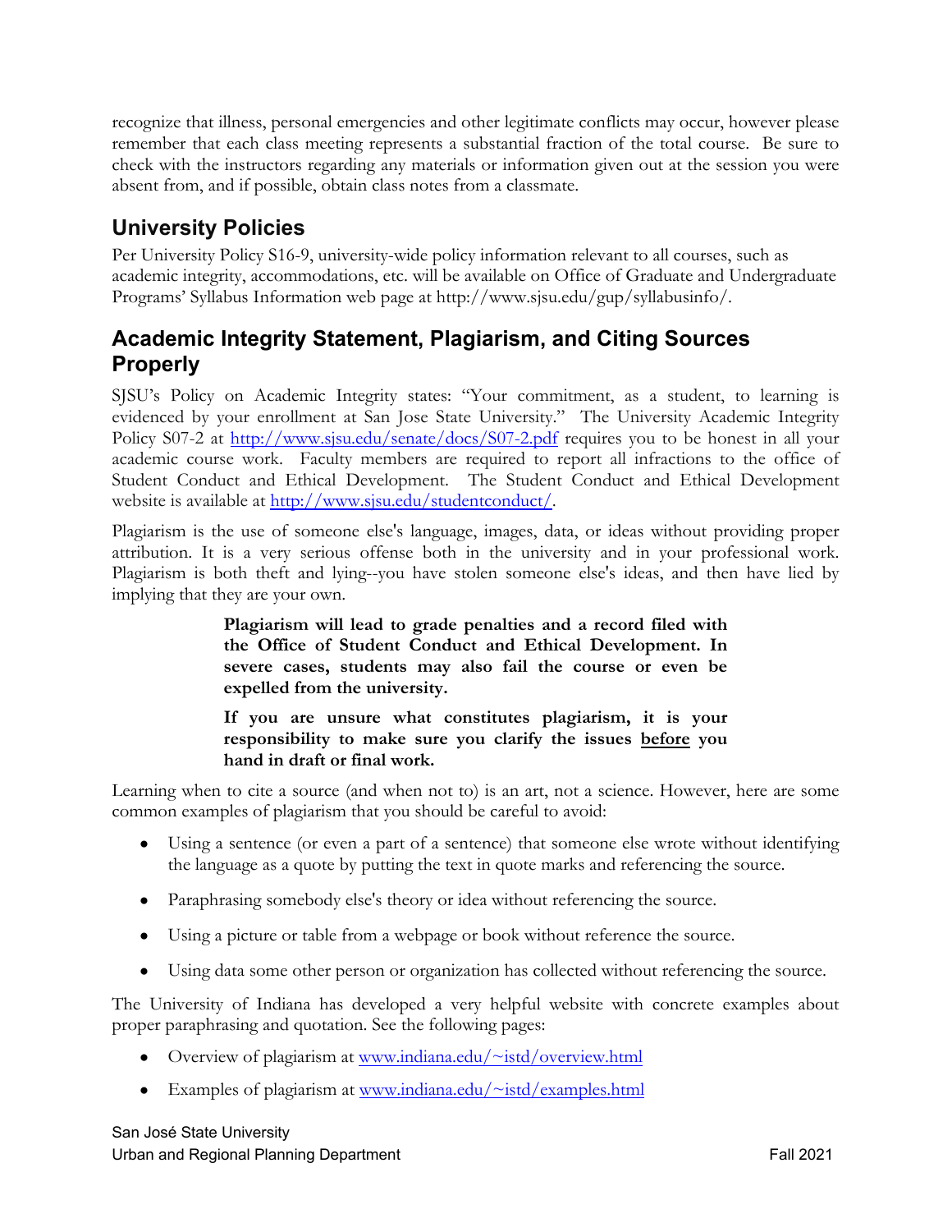recognize that illness, personal emergencies and other legitimate conflicts may occur, however please remember that each class meeting represents a substantial fraction of the total course. Be sure to check with the instructors regarding any materials or information given out at the session you were absent from, and if possible, obtain class notes from a classmate.

## University Policies

Per University Policy S16-9, university-wide policy information relevant to all courses, such as academic integrity, accommodations, etc. will be available on Office of Graduate and Undergraduate Programs' Syllabus Information web page at http://www.sjsu.edu/gup/syllabusinfo/.

## Academic Integrity Statement, Plagiarism, and Citing Sources Properly

SJSU's Policy on Academic Integrity states: "Your commitment, as a student, to learning is evidenced by your enrollment at San Jose State University." The University Academic Integrity Policy S07-2 at http://www.sjsu.edu/senate/docs/S07-2.pdf requires you to be honest in all your academic course work. Faculty members are required to report all infractions to the office of Student Conduct and Ethical Development. The Student Conduct and Ethical Development website is available at http://www.sjsu.edu/studentconduct/.

Plagiarism is the use of someone else's language, images, data, or ideas without providing proper attribution. It is a very serious offense both in the university and in your professional work. Plagiarism is both theft and lying--you have stolen someone else's ideas, and then have lied by implying that they are your own.

> **Plagiarism will lead to grade penalties and a record filed with the Office of Student Conduct and Ethical Development. In severe cases, students may also fail the course or even be expelled from the university.**
>
> **If you are unsure what constitutes plagiarism, it is your responsibility to make sure you clarify the issues <u>before</u> you hand in draft or final work.**

Learning when to cite a source (and when not to) is an art, not a science. However, here are some common examples of plagiarism that you should be careful to avoid:

- Using a sentence (or even a part of a sentence) that someone else wrote without identifying the language as a quote by putting the text in quote marks and referencing the source.
- Paraphrasing somebody else's theory or idea without referencing the source.
- Using a picture or table from a webpage or book without reference the source.
- Using data some other person or organization has collected without referencing the source.

The University of Indiana has developed a very helpful website with concrete examples about proper paraphrasing and quotation. See the following pages:

- Overview of plagiarism at www.indiana.edu/~istd/overview.html
- Examples of plagiarism at www.indiana.edu/~istd/examples.html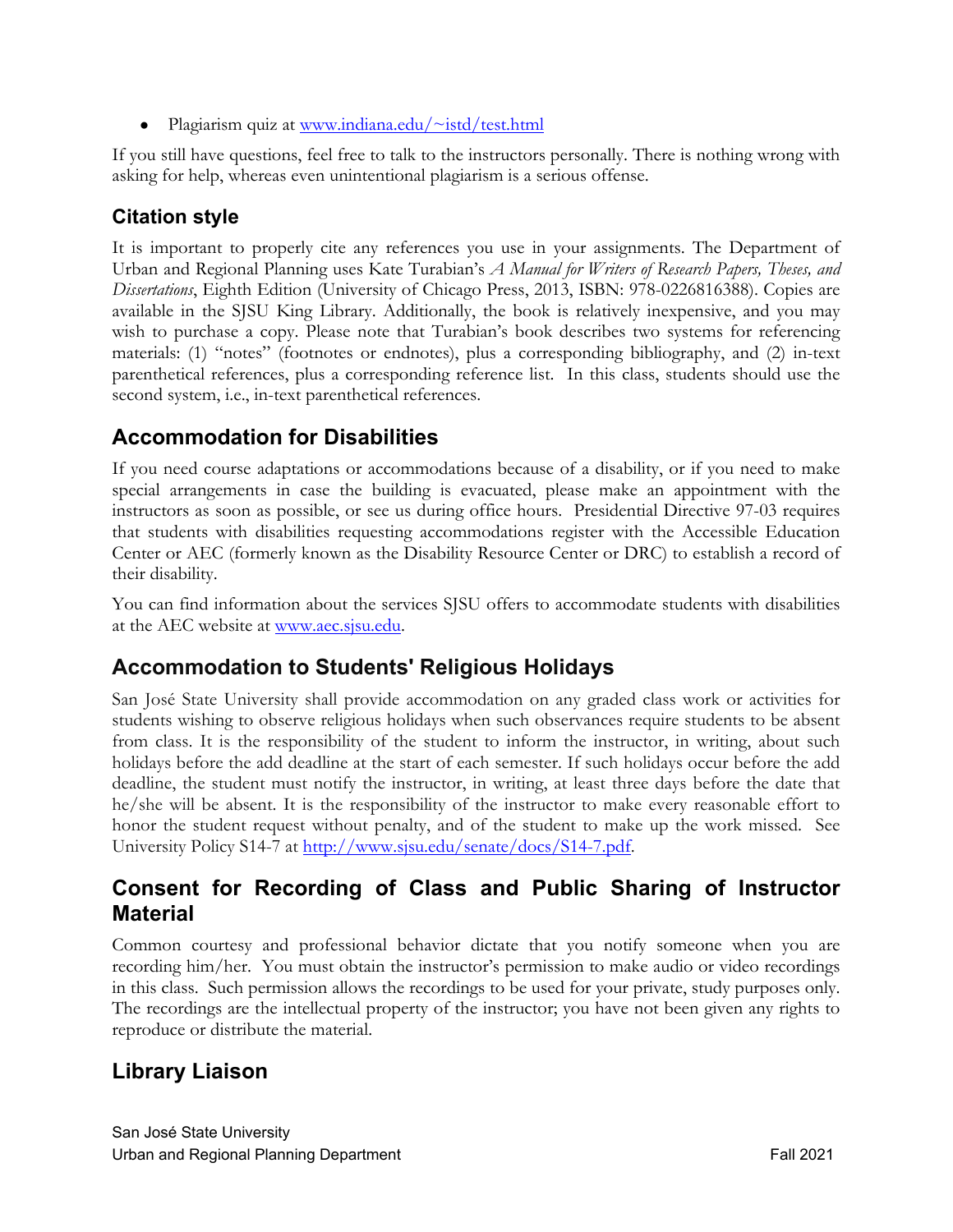- Plagiarism quiz at [www.indiana.edu/~istd/test.html](www.indiana.edu/~istd/test.html)

If you still have questions, feel free to talk to the instructors personally. There is nothing wrong with asking for help, whereas even unintentional plagiarism is a serious offense.

## Citation style

It is important to properly cite any references you use in your assignments. The Department of Urban and Regional Planning uses Kate Turabian's *A Manual for Writers of Research Papers, Theses, and Dissertations*, Eighth Edition (University of Chicago Press, 2013, ISBN: 978-0226816388). Copies are available in the SJSU King Library. Additionally, the book is relatively inexpensive, and you may wish to purchase a copy. Please note that Turabian's book describes two systems for referencing materials: (1) "notes" (footnotes or endnotes), plus a corresponding bibliography, and (2) in-text parenthetical references, plus a corresponding reference list. In this class, students should use the second system, i.e., in-text parenthetical references.

## Accommodation for Disabilities

If you need course adaptations or accommodations because of a disability, or if you need to make special arrangements in case the building is evacuated, please make an appointment with the instructors as soon as possible, or see us during office hours. Presidential Directive 97-03 requires that students with disabilities requesting accommodations register with the Accessible Education Center or AEC (formerly known as the Disability Resource Center or DRC) to establish a record of their disability.

You can find information about the services SJSU offers to accommodate students with disabilities at the AEC website at [www.aec.sjsu.edu](www.aec.sjsu.edu).

## Accommodation to Students' Religious Holidays

San José State University shall provide accommodation on any graded class work or activities for students wishing to observe religious holidays when such observances require students to be absent from class. It is the responsibility of the student to inform the instructor, in writing, about such holidays before the add deadline at the start of each semester. If such holidays occur before the add deadline, the student must notify the instructor, in writing, at least three days before the date that he/she will be absent. It is the responsibility of the instructor to make every reasonable effort to honor the student request without penalty, and of the student to make up the work missed. See University Policy S14-7 at [http://www.sjsu.edu/senate/docs/S14-7.pdf](http://www.sjsu.edu/senate/docs/S14-7.pdf).

## Consent for Recording of Class and Public Sharing of Instructor Material

Common courtesy and professional behavior dictate that you notify someone when you are recording him/her. You must obtain the instructor's permission to make audio or video recordings in this class. Such permission allows the recordings to be used for your private, study purposes only. The recordings are the intellectual property of the instructor; you have not been given any rights to reproduce or distribute the material.

## Library Liaison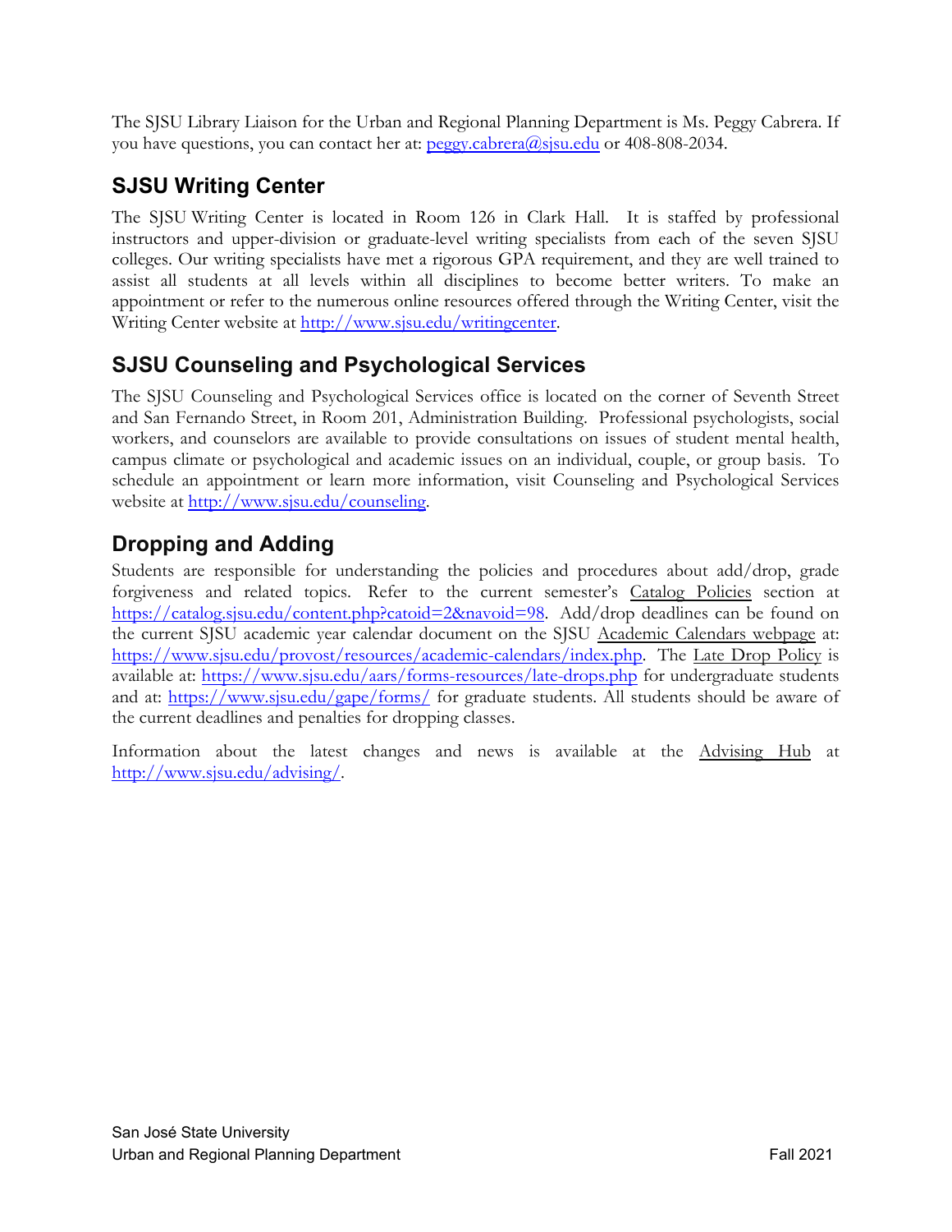The SJSU Library Liaison for the Urban and Regional Planning Department is Ms. Peggy Cabrera. If you have questions, you can contact her at: peggy.cabrera@sjsu.edu or 408-808-2034.

## SJSU Writing Center

The SJSU Writing Center is located in Room 126 in Clark Hall. It is staffed by professional instructors and upper-division or graduate-level writing specialists from each of the seven SJSU colleges. Our writing specialists have met a rigorous GPA requirement, and they are well trained to assist all students at all levels within all disciplines to become better writers. To make an appointment or refer to the numerous online resources offered through the Writing Center, visit the Writing Center website at http://www.sjsu.edu/writingcenter.

## SJSU Counseling and Psychological Services

The SJSU Counseling and Psychological Services office is located on the corner of Seventh Street and San Fernando Street, in Room 201, Administration Building. Professional psychologists, social workers, and counselors are available to provide consultations on issues of student mental health, campus climate or psychological and academic issues on an individual, couple, or group basis. To schedule an appointment or learn more information, visit Counseling and Psychological Services website at http://www.sjsu.edu/counseling.

## Dropping and Adding

Students are responsible for understanding the policies and procedures about add/drop, grade forgiveness and related topics. Refer to the current semester's Catalog Policies section at https://catalog.sjsu.edu/content.php?catoid=2&navoid=98. Add/drop deadlines can be found on the current SJSU academic year calendar document on the SJSU Academic Calendars webpage at: https://www.sjsu.edu/provost/resources/academic-calendars/index.php. The Late Drop Policy is available at: https://www.sjsu.edu/aars/forms-resources/late-drops.php for undergraduate students and at: https://www.sjsu.edu/gape/forms/ for graduate students. All students should be aware of the current deadlines and penalties for dropping classes.

Information about the latest changes and news is available at the Advising Hub at http://www.sjsu.edu/advising/.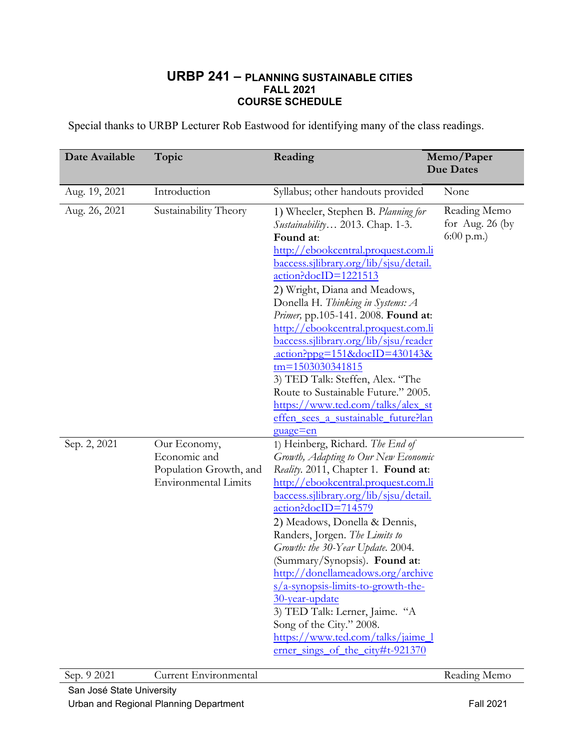# URBP 241 – PLANNING SUSTAINABLE CITIES
## FALL 2021
## COURSE SCHEDULE

Special thanks to URBP Lecturer Rob Eastwood for identifying many of the class readings.

| Date Available | Topic | Reading | Memo/Paper Due Dates |
|---|---|---|---|
| Aug. 19, 2021 | Introduction | Syllabus; other handouts provided | None |
| Aug. 26, 2021 | Sustainability Theory | 1) Wheeler, Stephen B. *Planning for Sustainability*… 2013. Chap. 1-3. **Found at**: http://ebookcentral.proquest.com.libaccess.sjlibrary.org/lib/sjsu/detail.action?docID=1221513<br>2) Wright, Diana and Meadows, Donella H. *Thinking in Systems: A Primer,* pp.105-141. 2008. **Found at**: http://ebookcentral.proquest.com.libaccess.sjlibrary.org/lib/sjsu/reader.action?ppg=151&docID=430143&tm=1503030341815<br>3) TED Talk: Steffen, Alex. "The Route to Sustainable Future." 2005. https://www.ted.com/talks/alex_steffen_sees_a_sustainable_future?language=en | Reading Memo for Aug. 26 (by 6:00 p.m.) |
| Sep. 2, 2021 | Our Economy, Economic and Population Growth, and Environmental Limits | 1) Heinberg, Richard. *The End of Growth, Adapting to Our New Economic Reality*. 2011, Chapter 1. **Found at**: http://ebookcentral.proquest.com.libaccess.sjlibrary.org/lib/sjsu/detail.action?docID=714579<br>2) Meadows, Donella & Dennis, Randers, Jorgen. *The Limits to Growth: the 30-Year Update*. 2004. (Summary/Synopsis). **Found at**: http://donellameadows.org/archives/a-synopsis-limits-to-growth-the-30-year-update<br>3) TED Talk: Lerner, Jaime. "A Song of the City." 2008. https://www.ted.com/talks/jaime_lerner_sings_of_the_city#t-921370 | |
| Sep. 9 2021 | Current Environmental | | Reading Memo |

San José State University
Urban and Regional Planning Department
Fall 2021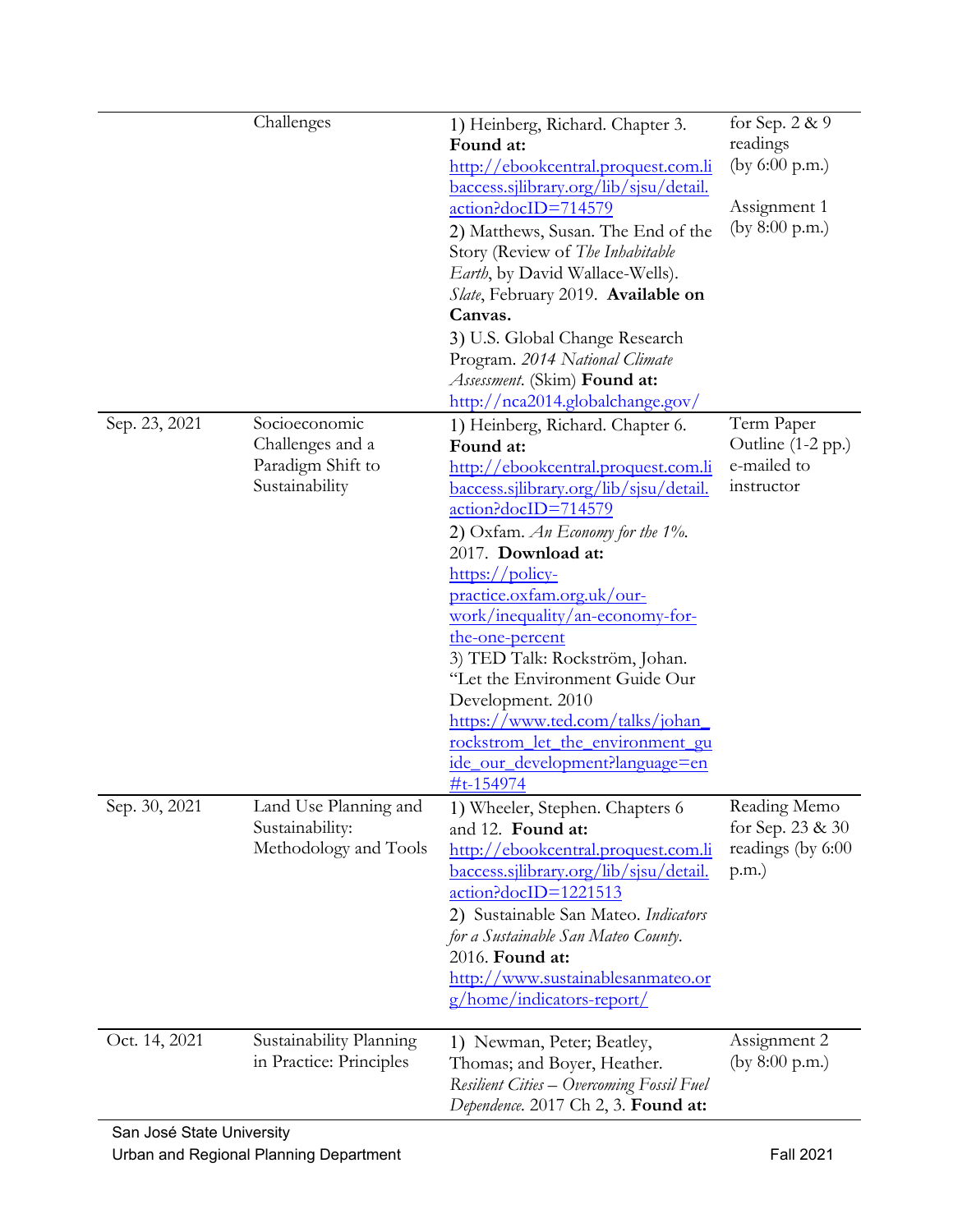| | | | |
|---|---|---|---|
| | Challenges | 1) Heinberg, Richard. Chapter 3. **Found at:** http://ebookcentral.proquest.com.libaccess.sjlibrary.org/lib/sjsu/detail.action?docID=714579<br>2) Matthews, Susan. The End of the Story (Review of *The Inhabitable Earth*, by David Wallace-Wells). *Slate*, February 2019. **Available on Canvas.**<br>3) U.S. Global Change Research Program. *2014 National Climate Assessment*. (Skim) **Found at:** http://nca2014.globalchange.gov/ | for Sep. 2 & 9 readings (by 6:00 p.m.)<br><br>Assignment 1 (by 8:00 p.m.) |
| Sep. 23, 2021 | Socioeconomic Challenges and a Paradigm Shift to Sustainability | 1) Heinberg, Richard. Chapter 6. **Found at:** http://ebookcentral.proquest.com.libaccess.sjlibrary.org/lib/sjsu/detail.action?docID=714579<br>2) Oxfam. *An Economy for the 1%*. 2017. **Download at:** https://policy-practice.oxfam.org.uk/our-work/inequality/an-economy-for-the-one-percent<br>3) TED Talk: Rockström, Johan. "Let the Environment Guide Our Development. 2010 https://www.ted.com/talks/johan_rockstrom_let_the_environment_guide_our_development?language=en#t-154974 | Term Paper Outline (1-2 pp.) e-mailed to instructor |
| Sep. 30, 2021 | Land Use Planning and Sustainability: Methodology and Tools | 1) Wheeler, Stephen. Chapters 6 and 12. **Found at:** http://ebookcentral.proquest.com.libaccess.sjlibrary.org/lib/sjsu/detail.action?docID=1221513<br>2) Sustainable San Mateo. *Indicators for a Sustainable San Mateo County*. 2016. **Found at:** http://www.sustainablesanmateo.org/home/indicators-report/ | Reading Memo for Sep. 23 & 30 readings (by 6:00 p.m.) |
| Oct. 14, 2021 | Sustainability Planning in Practice: Principles | 1) Newman, Peter; Beatley, Thomas; and Boyer, Heather. *Resilient Cities – Overcoming Fossil Fuel Dependence*. 2017 Ch 2, 3. **Found at:** | Assignment 2 (by 8:00 p.m.) |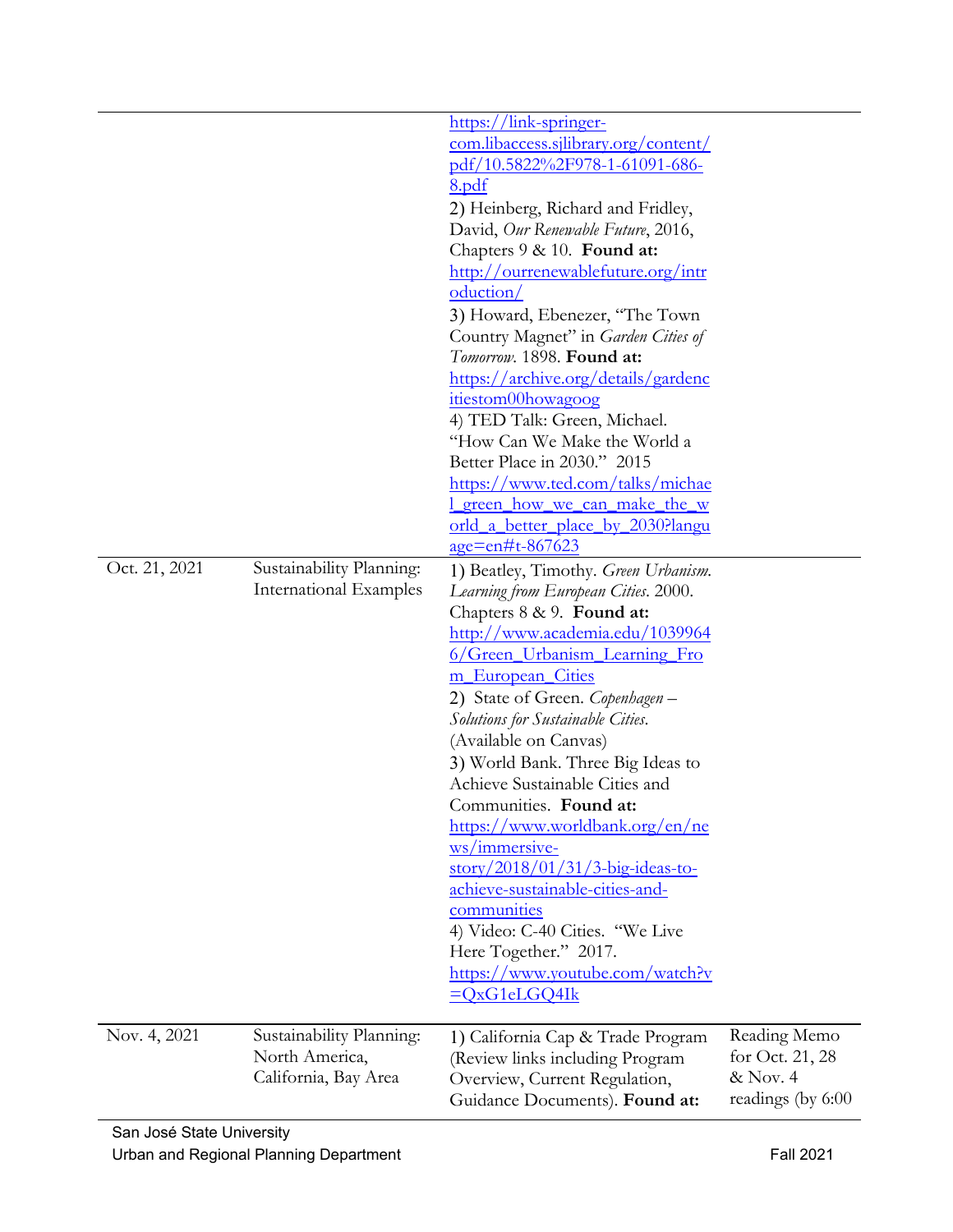| | | | |
|---|---|---|---|
| | | https://link-springer-com.libaccess.sjlibrary.org/content/pdf/10.5822%2F978-1-61091-686-8.pdf<br>2) Heinberg, Richard and Fridley, David, *Our Renewable Future*, 2016, Chapters 9 & 10. **Found at:** http://ourrenewablefuture.org/introduction/<br>3) Howard, Ebenezer, "The Town Country Magnet" in *Garden Cities of Tomorrow*. 1898. **Found at:** https://archive.org/details/gardencitiestom00howagoog<br>4) TED Talk: Green, Michael. "How Can We Make the World a Better Place in 2030." 2015 https://www.ted.com/talks/michael_green_how_we_can_make_the_world_a_better_place_by_2030?language=en#t-867623 | |
| Oct. 21, 2021 | Sustainability Planning: International Examples | 1) Beatley, Timothy. *Green Urbanism. Learning from European Cities*. 2000. Chapters 8 & 9. **Found at:** http://www.academia.edu/10399646/Green_Urbanism_Learning_From_European_Cities<br>2) State of Green. *Copenhagen – Solutions for Sustainable Cities.* (Available on Canvas)<br>3) World Bank. Three Big Ideas to Achieve Sustainable Cities and Communities. **Found at:** https://www.worldbank.org/en/news/immersive-story/2018/01/31/3-big-ideas-to-achieve-sustainable-cities-and-communities<br>4) Video: C-40 Cities. "We Live Here Together." 2017. https://www.youtube.com/watch?v=QxG1eLGQ4Ik | |
| Nov. 4, 2021 | Sustainability Planning: North America, California, Bay Area | 1) California Cap & Trade Program (Review links including Program Overview, Current Regulation, Guidance Documents). **Found at:** | Reading Memo for Oct. 21, 28 & Nov. 4 readings (by 6:00 |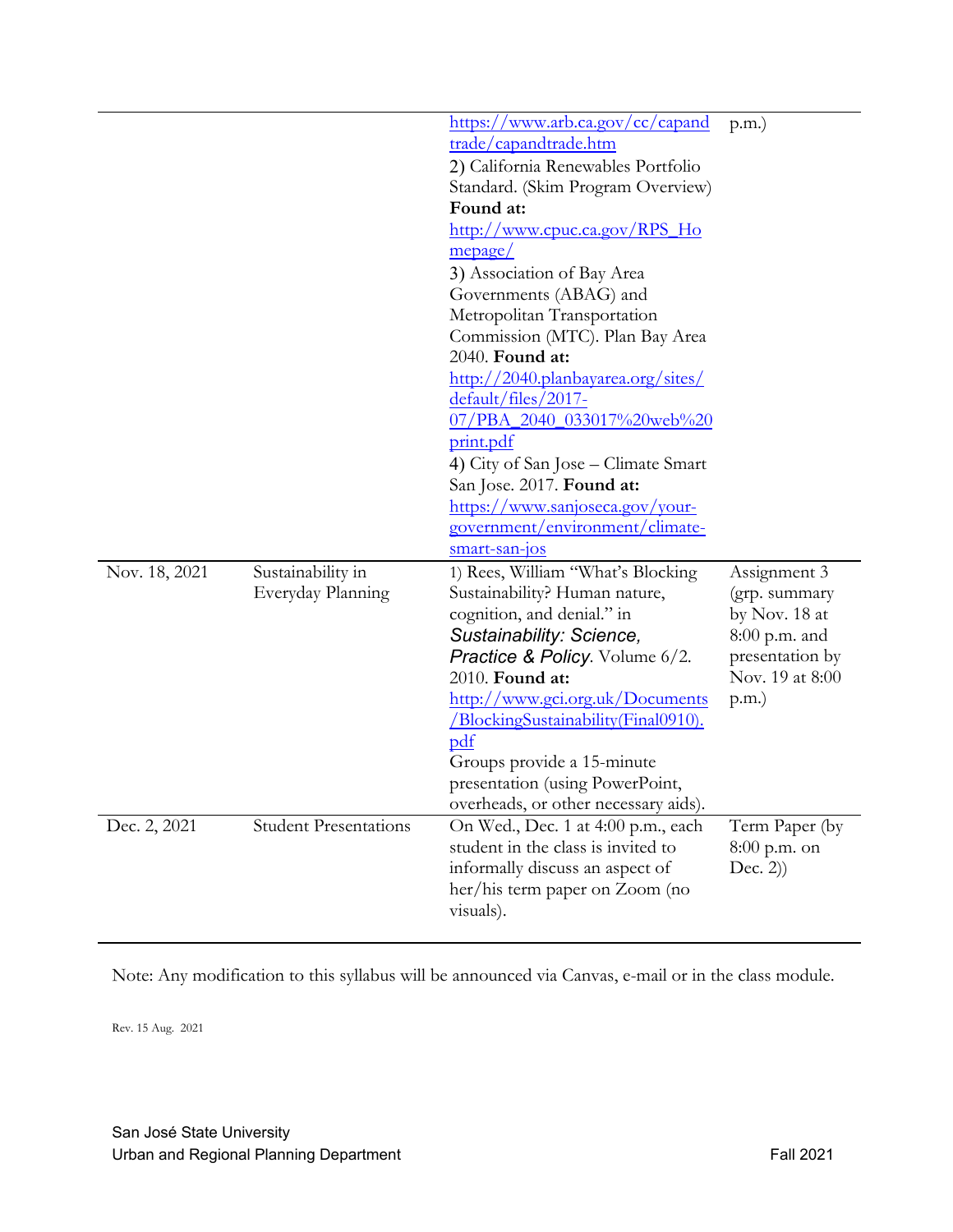| | | | |
|---|---|---|---|
| | | https://www.arb.ca.gov/cc/capandtrade/capandtrade.htm<br>2) California Renewables Portfolio Standard. (Skim Program Overview) **Found at:** http://www.cpuc.ca.gov/RPS_Homepage/<br>3) Association of Bay Area Governments (ABAG) and Metropolitan Transportation Commission (MTC). Plan Bay Area 2040. **Found at:** http://2040.planbayarea.org/sites/default/files/2017-07/PBA_2040_033017%20web%20print.pdf<br>4) City of San Jose – Climate Smart San Jose. 2017. **Found at:** https://www.sanjoseca.gov/your-government/environment/climate-smart-san-jos | p.m.) |
| Nov. 18, 2021 | Sustainability in Everyday Planning | 1) Rees, William "What's Blocking Sustainability? Human nature, cognition, and denial." in *Sustainability: Science, Practice & Policy*. Volume 6/2. 2010. **Found at:** http://www.gci.org.uk/Documents/BlockingSustainability(Final0910).pdf<br>Groups provide a 15-minute presentation (using PowerPoint, overheads, or other necessary aids). | Assignment 3 (grp. summary by Nov. 18 at 8:00 p.m. and presentation by Nov. 19 at 8:00 p.m.) |
| Dec. 2, 2021 | Student Presentations | On Wed., Dec. 1 at 4:00 p.m., each student in the class is invited to informally discuss an aspect of her/his term paper on Zoom (no visuals). | Term Paper (by 8:00 p.m. on Dec. 2)) |

Note: Any modification to this syllabus will be announced via Canvas, e-mail or in the class module.

Rev. 15 Aug. 2021